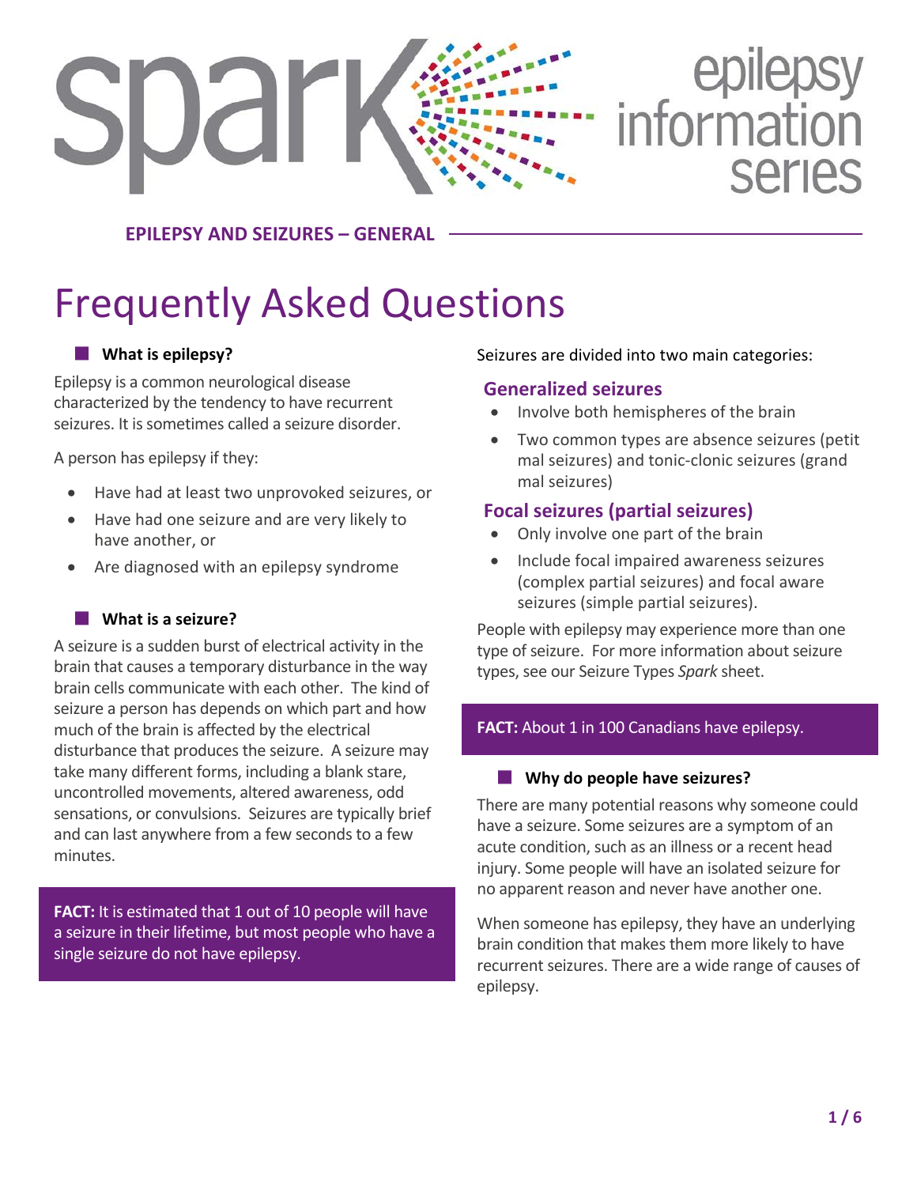spark epilepsy information series

**EPILEPSY AND SEIZURES – GENERAL**

# Frequently Asked Questions

### What is epilepsy?

Epilepsy is a common neurological disease characterized by the tendency to have recurrent seizures. It is sometimes called a seizure disorder.

A person has epilepsy if they:

- Have had at least two unprovoked seizures, or
- Have had one seizure and are very likely to have another, or
- Are diagnosed with an epilepsy syndrome

### What is a seizure?

A seizure is a sudden burst of electrical activity in the brain that causes a temporary disturbance in the way brain cells communicate with each other. The kind of seizure a person has depends on which part and how much of the brain is affected by the electrical disturbance that produces the seizure. A seizure may take many different forms, including a blank stare, uncontrolled movements, altered awareness, odd sensations, or convulsions. Seizures are typically brief and can last anywhere from a few seconds to a few minutes.

**FACT:** It is estimated that 1 out of 10 people will have a seizure in their lifetime, but most people who have a single seizure do not have epilepsy.

Seizures are divided into two main categories:

#### Generalized seizures

- Involve both hemispheres of the brain
- Two common types are absence seizures (petit mal seizures) and tonic-clonic seizures (grand mal seizures)

#### Focal seizures (partial seizures)

- Only involve one part of the brain
- Include focal impaired awareness seizures (complex partial seizures) and focal aware seizures (simple partial seizures).

People with epilepsy may experience more than one type of seizure. For more information about seizure types, see our Seizure Types *Spark* sheet.

**FACT:** About 1 in 100 Canadians have epilepsy.

### Why do people have seizures?

There are many potential reasons why someone could have a seizure. Some seizures are a symptom of an acute condition, such as an illness or a recent head injury. Some people will have an isolated seizure for no apparent reason and never have another one.

When someone has epilepsy, they have an underlying brain condition that makes them more likely to have recurrent seizures. There are a wide range of causes of epilepsy.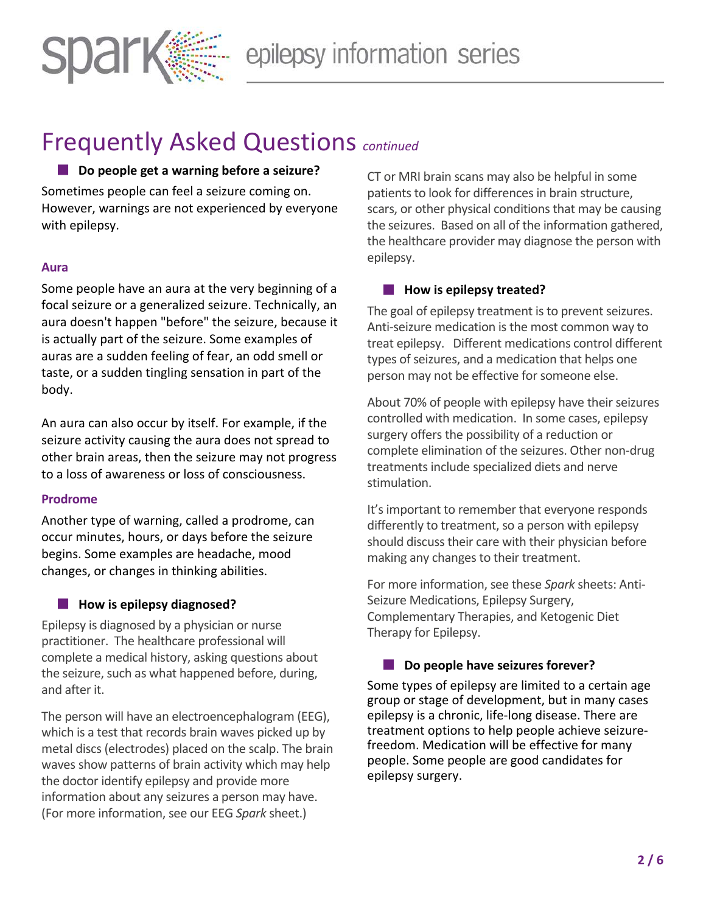# Frequently Asked Questions *continued*

## Do people get a warning before a seizure?

Sometimes people can feel a seizure coming on. However, warnings are not experienced by everyone with epilepsy.

### Aura

Some people have an aura at the very beginning of a focal seizure or a generalized seizure. Technically, an aura doesn't happen "before" the seizure, because it is actually part of the seizure. Some examples of auras are a sudden feeling of fear, an odd smell or taste, or a sudden tingling sensation in part of the body.

An aura can also occur by itself. For example, if the seizure activity causing the aura does not spread to other brain areas, then the seizure may not progress to a loss of awareness or loss of consciousness.

### Prodrome

Another type of warning, called a prodrome, can occur minutes, hours, or days before the seizure begins. Some examples are headache, mood changes, or changes in thinking abilities.

## How is epilepsy diagnosed?

Epilepsy is diagnosed by a physician or nurse practitioner. The healthcare professional will complete a medical history, asking questions about the seizure, such as what happened before, during, and after it.

The person will have an electroencephalogram (EEG), which is a test that records brain waves picked up by metal discs (electrodes) placed on the scalp. The brain waves show patterns of brain activity which may help the doctor identify epilepsy and provide more information about any seizures a person may have. (For more information, see our EEG *Spark* sheet.)

CT or MRI brain scans may also be helpful in some patients to look for differences in brain structure, scars, or other physical conditions that may be causing the seizures. Based on all of the information gathered, the healthcare provider may diagnose the person with epilepsy.

## How is epilepsy treated?

The goal of epilepsy treatment is to prevent seizures. Anti-seizure medication is the most common way to treat epilepsy. Different medications control different types of seizures, and a medication that helps one person may not be effective for someone else.

About 70% of people with epilepsy have their seizures controlled with medication. In some cases, epilepsy surgery offers the possibility of a reduction or complete elimination of the seizures. Other non-drug treatments include specialized diets and nerve stimulation.

It's important to remember that everyone responds differently to treatment, so a person with epilepsy should discuss their care with their physician before making any changes to their treatment.

For more information, see these *Spark* sheets: Anti-Seizure Medications, Epilepsy Surgery, Complementary Therapies, and Ketogenic Diet Therapy for Epilepsy.

## Do people have seizures forever?

Some types of epilepsy are limited to a certain age group or stage of development, but in many cases epilepsy is a chronic, life-long disease. There are treatment options to help people achieve seizure-freedom. Medication will be effective for many people. Some people are good candidates for epilepsy surgery.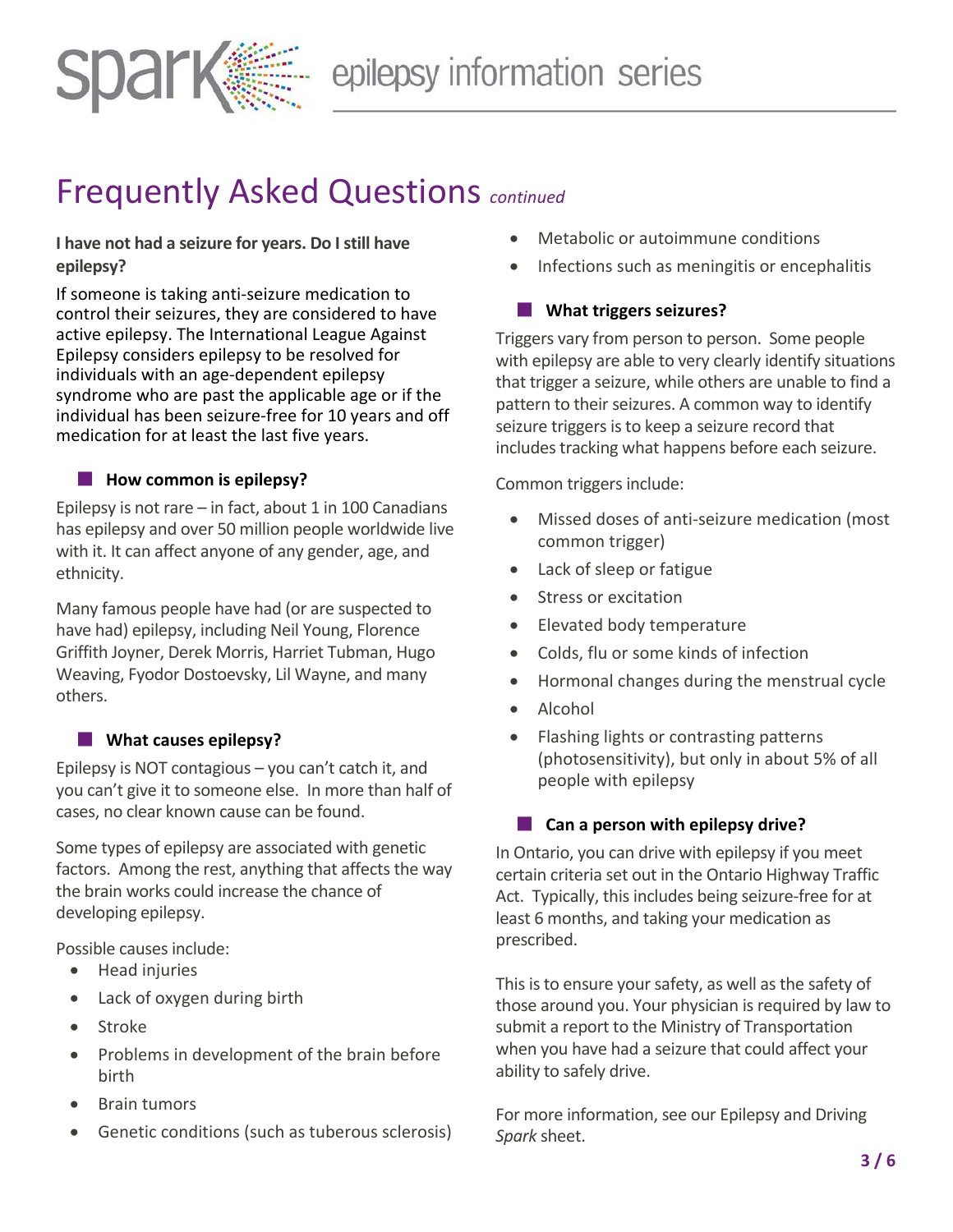# Frequently Asked Questions *continued*

**I have not had a seizure for years. Do I still have epilepsy?**

If someone is taking anti-seizure medication to control their seizures, they are considered to have active epilepsy. The International League Against Epilepsy considers epilepsy to be resolved for individuals with an age-dependent epilepsy syndrome who are past the applicable age or if the individual has been seizure-free for 10 years and off medication for at least the last five years.

## How common is epilepsy?

Epilepsy is not rare – in fact, about 1 in 100 Canadians has epilepsy and over 50 million people worldwide live with it. It can affect anyone of any gender, age, and ethnicity.

Many famous people have had (or are suspected to have had) epilepsy, including Neil Young, Florence Griffith Joyner, Derek Morris, Harriet Tubman, Hugo Weaving, Fyodor Dostoevsky, Lil Wayne, and many others.

## What causes epilepsy?

Epilepsy is NOT contagious – you can't catch it, and you can't give it to someone else. In more than half of cases, no clear known cause can be found.

Some types of epilepsy are associated with genetic factors. Among the rest, anything that affects the way the brain works could increase the chance of developing epilepsy.

Possible causes include:

- Head injuries
- Lack of oxygen during birth
- Stroke
- Problems in development of the brain before birth
- Brain tumors
- Genetic conditions (such as tuberous sclerosis)
- Metabolic or autoimmune conditions
- Infections such as meningitis or encephalitis

## What triggers seizures?

Triggers vary from person to person. Some people with epilepsy are able to very clearly identify situations that trigger a seizure, while others are unable to find a pattern to their seizures. A common way to identify seizure triggers is to keep a seizure record that includes tracking what happens before each seizure.

Common triggers include:

- Missed doses of anti-seizure medication (most common trigger)
- Lack of sleep or fatigue
- Stress or excitation
- Elevated body temperature
- Colds, flu or some kinds of infection
- Hormonal changes during the menstrual cycle
- Alcohol
- Flashing lights or contrasting patterns (photosensitivity), but only in about 5% of all people with epilepsy

## Can a person with epilepsy drive?

In Ontario, you can drive with epilepsy if you meet certain criteria set out in the Ontario Highway Traffic Act. Typically, this includes being seizure-free for at least 6 months, and taking your medication as prescribed.

This is to ensure your safety, as well as the safety of those around you. Your physician is required by law to submit a report to the Ministry of Transportation when you have had a seizure that could affect your ability to safely drive.

For more information, see our Epilepsy and Driving *Spark* sheet.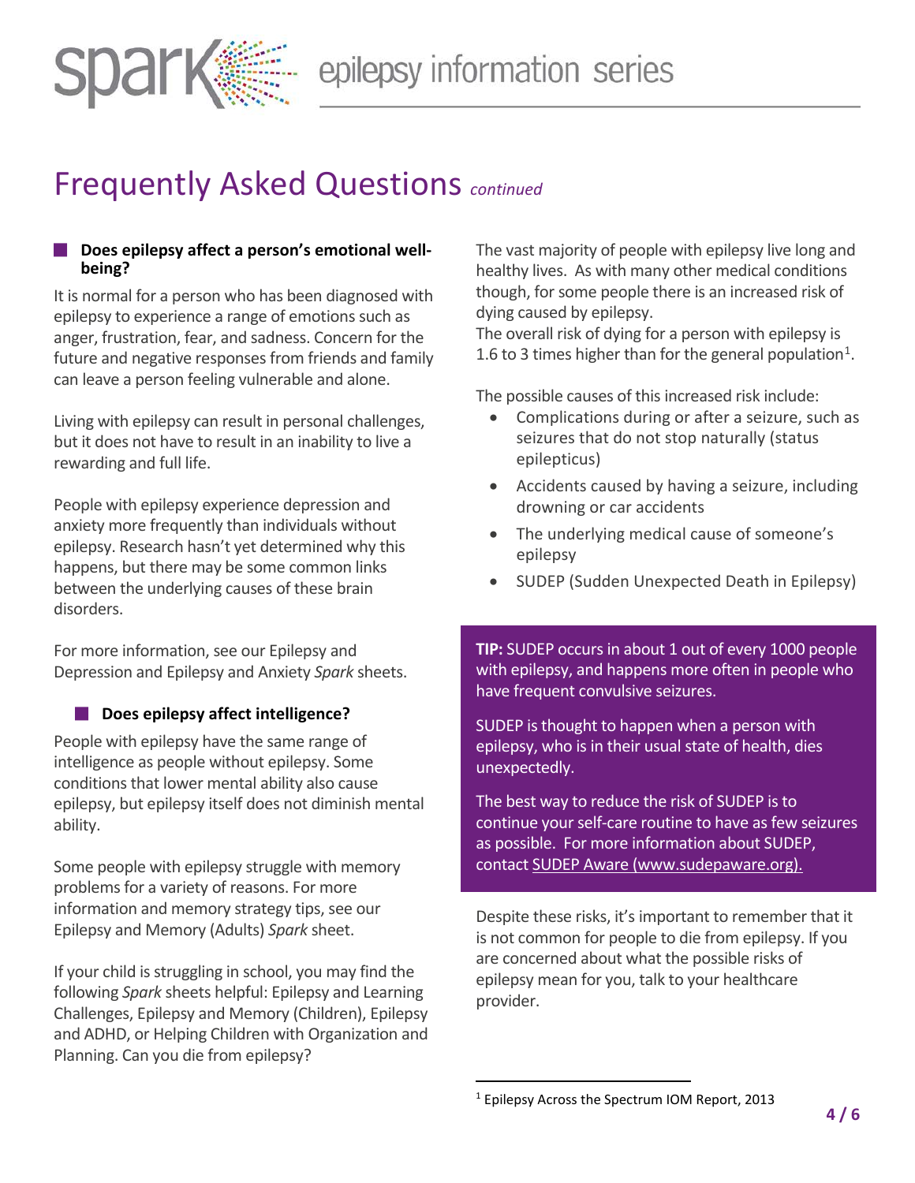# Frequently Asked Questions *continued*

### Does epilepsy affect a person's emotional well-being?

It is normal for a person who has been diagnosed with epilepsy to experience a range of emotions such as anger, frustration, fear, and sadness. Concern for the future and negative responses from friends and family can leave a person feeling vulnerable and alone.

Living with epilepsy can result in personal challenges, but it does not have to result in an inability to live a rewarding and full life.

People with epilepsy experience depression and anxiety more frequently than individuals without epilepsy. Research hasn't yet determined why this happens, but there may be some common links between the underlying causes of these brain disorders.

For more information, see our Epilepsy and Depression and Epilepsy and Anxiety *Spark* sheets.

### Does epilepsy affect intelligence?

People with epilepsy have the same range of intelligence as people without epilepsy. Some conditions that lower mental ability also cause epilepsy, but epilepsy itself does not diminish mental ability.

Some people with epilepsy struggle with memory problems for a variety of reasons. For more information and memory strategy tips, see our Epilepsy and Memory (Adults) *Spark* sheet.

If your child is struggling in school, you may find the following *Spark* sheets helpful: Epilepsy and Learning Challenges, Epilepsy and Memory (Children), Epilepsy and ADHD, or Helping Children with Organization and Planning. Can you die from epilepsy?

The vast majority of people with epilepsy live long and healthy lives. As with many other medical conditions though, for some people there is an increased risk of dying caused by epilepsy.
The overall risk of dying for a person with epilepsy is 1.6 to 3 times higher than for the general population[1].

The possible causes of this increased risk include:

- Complications during or after a seizure, such as seizures that do not stop naturally (status epilepticus)
- Accidents caused by having a seizure, including drowning or car accidents
- The underlying medical cause of someone's epilepsy
- SUDEP (Sudden Unexpected Death in Epilepsy)

**TIP:** SUDEP occurs in about 1 out of every 1000 people with epilepsy, and happens more often in people who have frequent convulsive seizures.

SUDEP is thought to happen when a person with epilepsy, who is in their usual state of health, dies unexpectedly.

The best way to reduce the risk of SUDEP is to continue your self-care routine to have as few seizures as possible. For more information about SUDEP, contact SUDEP Aware (www.sudepaware.org).

Despite these risks, it's important to remember that it is not common for people to die from epilepsy. If you are concerned about what the possible risks of epilepsy mean for you, talk to your healthcare provider.

[1] Epilepsy Across the Spectrum IOM Report, 2013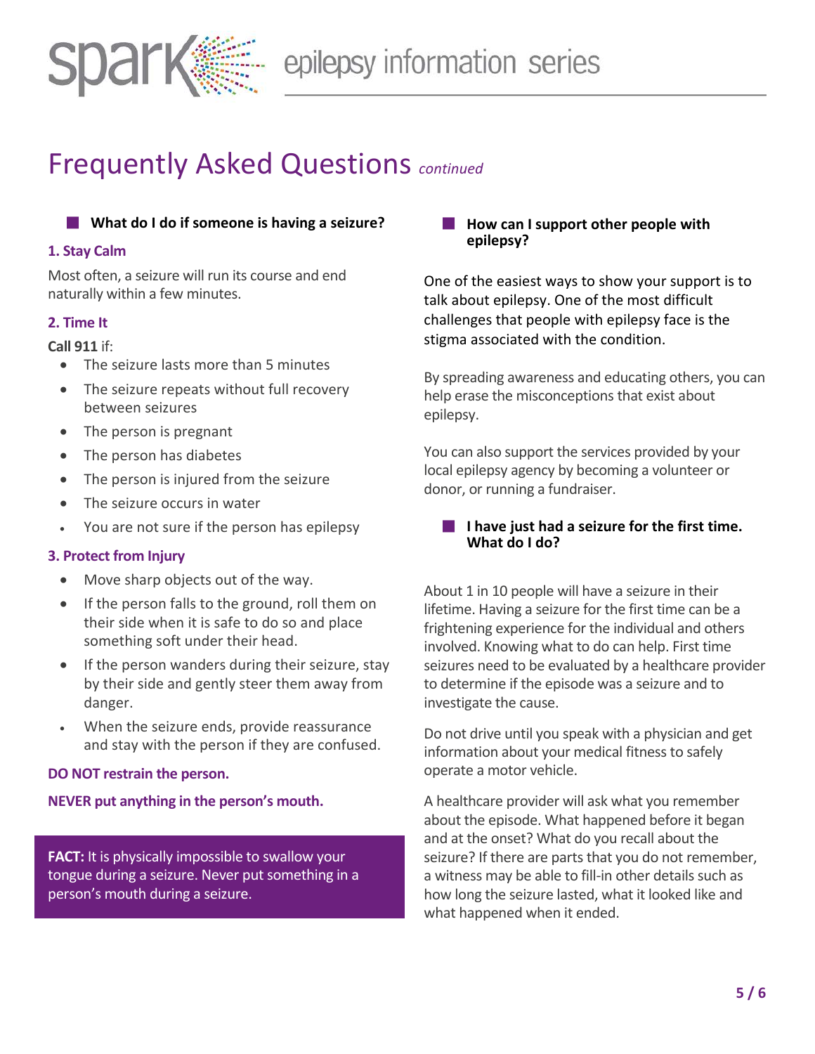# Frequently Asked Questions *continued*

### What do I do if someone is having a seizure?

**1. Stay Calm**

Most often, a seizure will run its course and end naturally within a few minutes.

**2. Time It**

**Call 911** if:

- The seizure lasts more than 5 minutes
- The seizure repeats without full recovery between seizures
- The person is pregnant
- The person has diabetes
- The person is injured from the seizure
- The seizure occurs in water
- You are not sure if the person has epilepsy

**3. Protect from Injury**

- Move sharp objects out of the way.
- If the person falls to the ground, roll them on their side when it is safe to do so and place something soft under their head.
- If the person wanders during their seizure, stay by their side and gently steer them away from danger.
- When the seizure ends, provide reassurance and stay with the person if they are confused.

**DO NOT restrain the person.**

**NEVER put anything in the person's mouth.**

**FACT:** It is physically impossible to swallow your tongue during a seizure. Never put something in a person's mouth during a seizure.

### How can I support other people with epilepsy?

One of the easiest ways to show your support is to talk about epilepsy. One of the most difficult challenges that people with epilepsy face is the stigma associated with the condition.

By spreading awareness and educating others, you can help erase the misconceptions that exist about epilepsy.

You can also support the services provided by your local epilepsy agency by becoming a volunteer or donor, or running a fundraiser.

### I have just had a seizure for the first time. What do I do?

About 1 in 10 people will have a seizure in their lifetime. Having a seizure for the first time can be a frightening experience for the individual and others involved. Knowing what to do can help. First time seizures need to be evaluated by a healthcare provider to determine if the episode was a seizure and to investigate the cause.

Do not drive until you speak with a physician and get information about your medical fitness to safely operate a motor vehicle.

A healthcare provider will ask what you remember about the episode. What happened before it began and at the onset? What do you recall about the seizure? If there are parts that you do not remember, a witness may be able to fill-in other details such as how long the seizure lasted, what it looked like and what happened when it ended.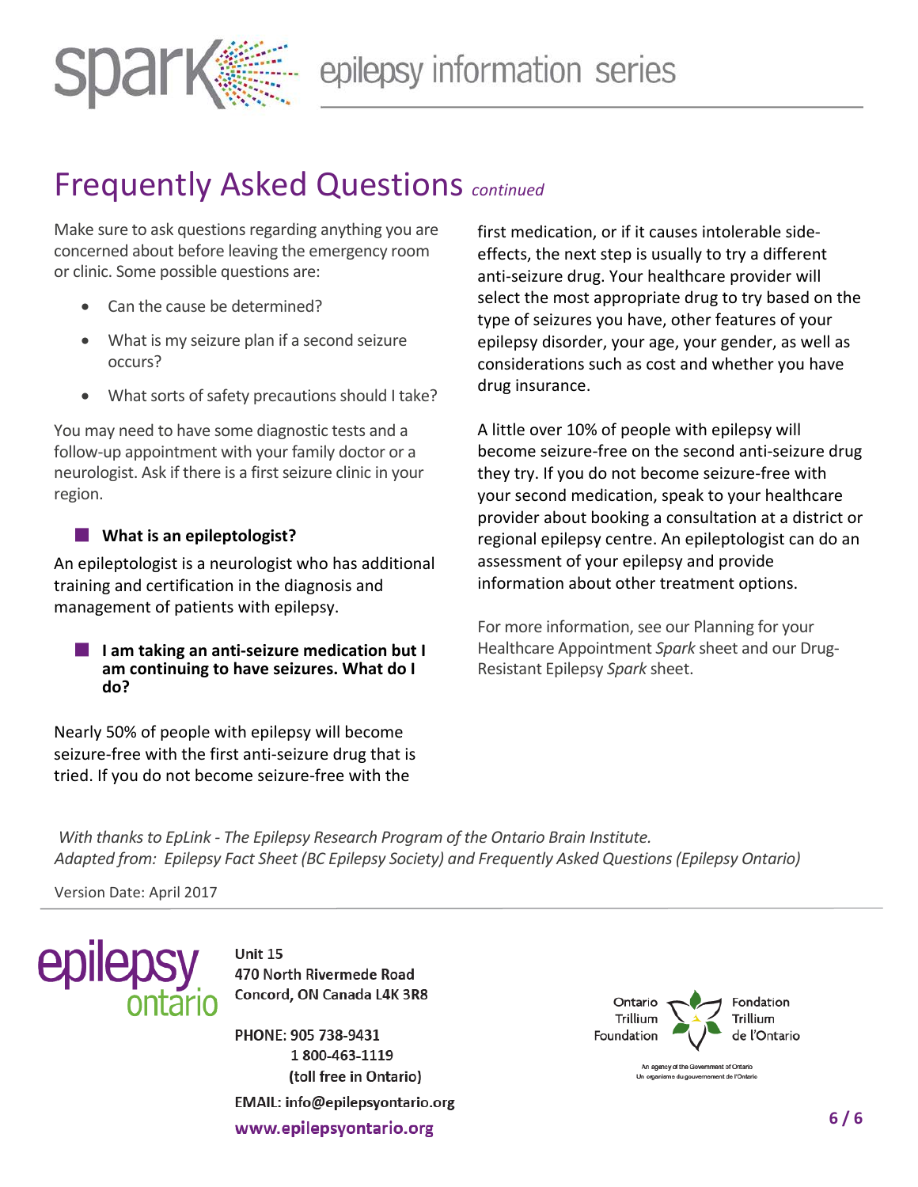# Frequently Asked Questions *continued*

Make sure to ask questions regarding anything you are concerned about before leaving the emergency room or clinic. Some possible questions are:

- Can the cause be determined?
- What is my seizure plan if a second seizure occurs?
- What sorts of safety precautions should I take?

You may need to have some diagnostic tests and a follow-up appointment with your family doctor or a neurologist. Ask if there is a first seizure clinic in your region.

### What is an epileptologist?

An epileptologist is a neurologist who has additional training and certification in the diagnosis and management of patients with epilepsy.

### I am taking an anti-seizure medication but I am continuing to have seizures. What do I do?

Nearly 50% of people with epilepsy will become seizure-free with the first anti-seizure drug that is tried. If you do not become seizure-free with the first medication, or if it causes intolerable side-effects, the next step is usually to try a different anti-seizure drug. Your healthcare provider will select the most appropriate drug to try based on the type of seizures you have, other features of your epilepsy disorder, your age, your gender, as well as considerations such as cost and whether you have drug insurance.

A little over 10% of people with epilepsy will become seizure-free on the second anti-seizure drug they try. If you do not become seizure-free with your second medication, speak to your healthcare provider about booking a consultation at a district or regional epilepsy centre. An epileptologist can do an assessment of your epilepsy and provide information about other treatment options.

For more information, see our Planning for your Healthcare Appointment *Spark* sheet and our Drug-Resistant Epilepsy *Spark* sheet.

*With thanks to EpLink - The Epilepsy Research Program of the Ontario Brain Institute.*
*Adapted from: Epilepsy Fact Sheet (BC Epilepsy Society) and Frequently Asked Questions (Epilepsy Ontario)*

Version Date: April 2017

epilepsy ontario

Unit 15
470 North Rivermede Road
Concord, ON Canada L4K 3R8

PHONE: 905 738-9431
1 800-463-1119
(toll free in Ontario)

EMAIL: info@epilepsyontario.org

www.epilepsyontario.org

Ontario Trillium Foundation / Fondation Trillium de l'Ontario
An agency of the Government of Ontario
Un organisme du gouvernement de l'Ontario